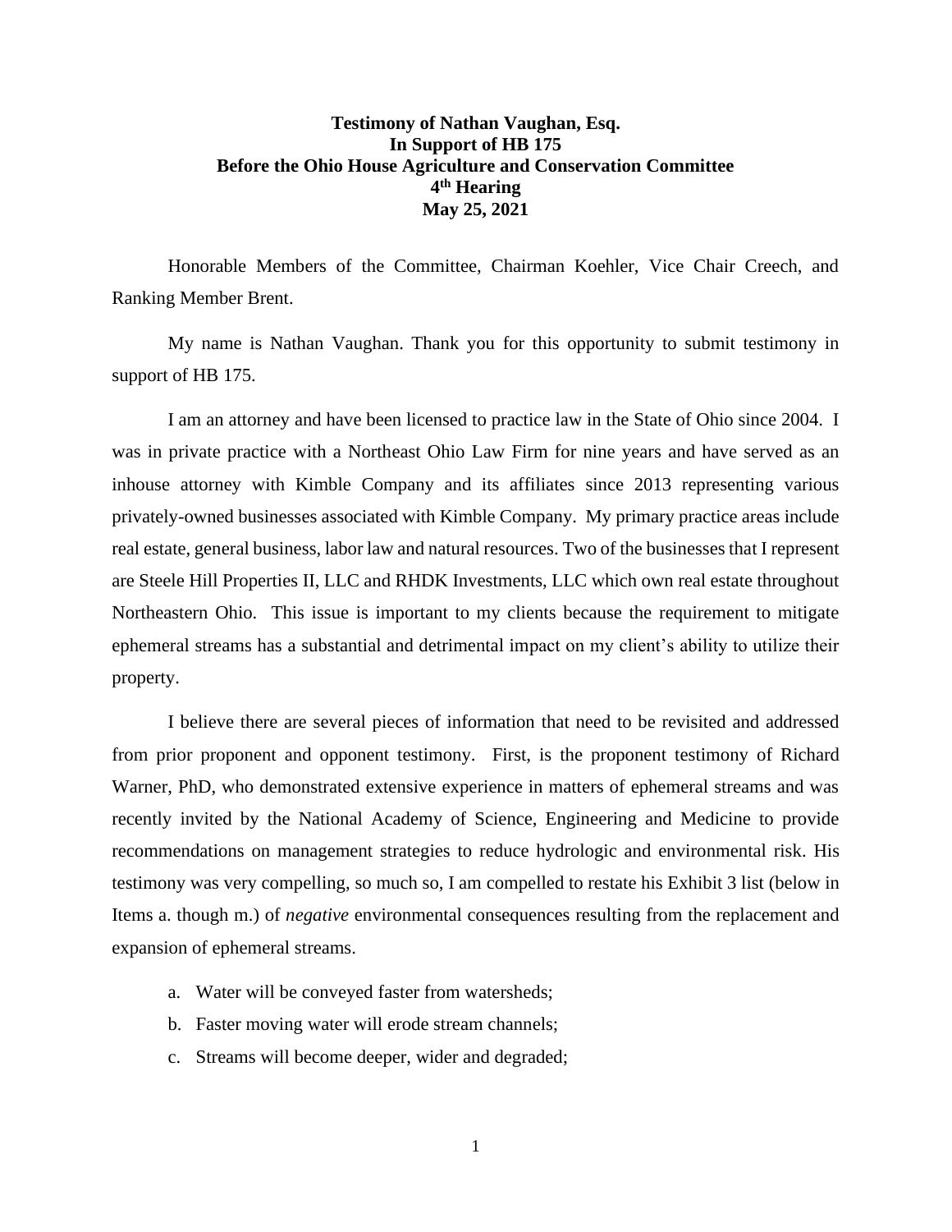**Testimony of Nathan Vaughan, Esq.**
**In Support of HB 175**
**Before the Ohio House Agriculture and Conservation Committee**
**4th Hearing**
**May 25, 2021**

Honorable Members of the Committee, Chairman Koehler, Vice Chair Creech, and Ranking Member Brent.

My name is Nathan Vaughan. Thank you for this opportunity to submit testimony in support of HB 175.

I am an attorney and have been licensed to practice law in the State of Ohio since 2004. I was in private practice with a Northeast Ohio Law Firm for nine years and have served as an inhouse attorney with Kimble Company and its affiliates since 2013 representing various privately-owned businesses associated with Kimble Company. My primary practice areas include real estate, general business, labor law and natural resources. Two of the businesses that I represent are Steele Hill Properties II, LLC and RHDK Investments, LLC which own real estate throughout Northeastern Ohio. This issue is important to my clients because the requirement to mitigate ephemeral streams has a substantial and detrimental impact on my client's ability to utilize their property.

I believe there are several pieces of information that need to be revisited and addressed from prior proponent and opponent testimony. First, is the proponent testimony of Richard Warner, PhD, who demonstrated extensive experience in matters of ephemeral streams and was recently invited by the National Academy of Science, Engineering and Medicine to provide recommendations on management strategies to reduce hydrologic and environmental risk. His testimony was very compelling, so much so, I am compelled to restate his Exhibit 3 list (below in Items a. though m.) of *negative* environmental consequences resulting from the replacement and expansion of ephemeral streams.

a. Water will be conveyed faster from watersheds;
b. Faster moving water will erode stream channels;
c. Streams will become deeper, wider and degraded;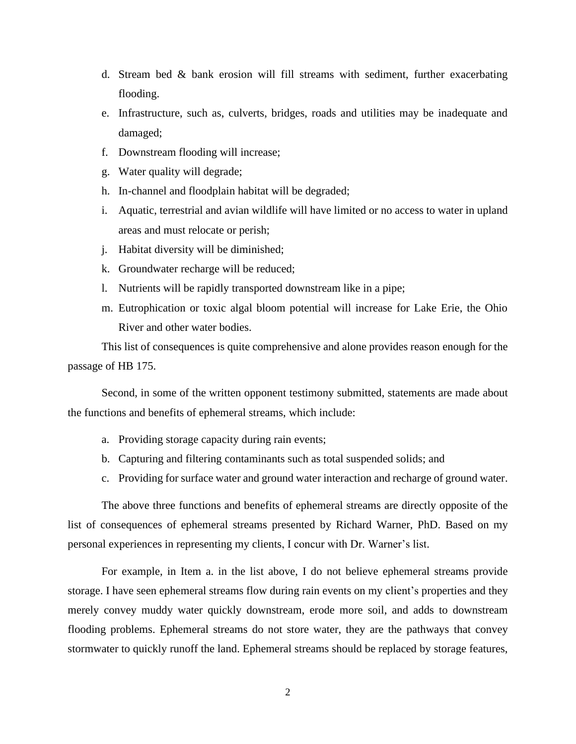d. Stream bed & bank erosion will fill streams with sediment, further exacerbating flooding.
e. Infrastructure, such as, culverts, bridges, roads and utilities may be inadequate and damaged;
f. Downstream flooding will increase;
g. Water quality will degrade;
h. In-channel and floodplain habitat will be degraded;
i. Aquatic, terrestrial and avian wildlife will have limited or no access to water in upland areas and must relocate or perish;
j. Habitat diversity will be diminished;
k. Groundwater recharge will be reduced;
l. Nutrients will be rapidly transported downstream like in a pipe;
m. Eutrophication or toxic algal bloom potential will increase for Lake Erie, the Ohio River and other water bodies.

This list of consequences is quite comprehensive and alone provides reason enough for the passage of HB 175.

Second, in some of the written opponent testimony submitted, statements are made about the functions and benefits of ephemeral streams, which include:

a. Providing storage capacity during rain events;
b. Capturing and filtering contaminants such as total suspended solids; and
c. Providing for surface water and ground water interaction and recharge of ground water.

The above three functions and benefits of ephemeral streams are directly opposite of the list of consequences of ephemeral streams presented by Richard Warner, PhD. Based on my personal experiences in representing my clients, I concur with Dr. Warner's list.

For example, in Item a. in the list above, I do not believe ephemeral streams provide storage. I have seen ephemeral streams flow during rain events on my client's properties and they merely convey muddy water quickly downstream, erode more soil, and adds to downstream flooding problems. Ephemeral streams do not store water, they are the pathways that convey stormwater to quickly runoff the land. Ephemeral streams should be replaced by storage features,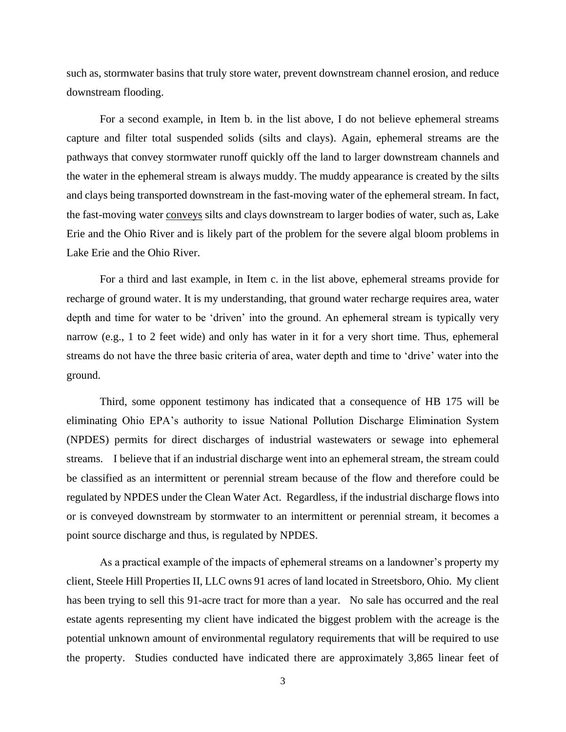such as, stormwater basins that truly store water, prevent downstream channel erosion, and reduce downstream flooding.

For a second example, in Item b. in the list above, I do not believe ephemeral streams capture and filter total suspended solids (silts and clays). Again, ephemeral streams are the pathways that convey stormwater runoff quickly off the land to larger downstream channels and the water in the ephemeral stream is always muddy. The muddy appearance is created by the silts and clays being transported downstream in the fast-moving water of the ephemeral stream. In fact, the fast-moving water <u>conveys</u> silts and clays downstream to larger bodies of water, such as, Lake Erie and the Ohio River and is likely part of the problem for the severe algal bloom problems in Lake Erie and the Ohio River.

For a third and last example, in Item c. in the list above, ephemeral streams provide for recharge of ground water. It is my understanding, that ground water recharge requires area, water depth and time for water to be 'driven' into the ground. An ephemeral stream is typically very narrow (e.g., 1 to 2 feet wide) and only has water in it for a very short time. Thus, ephemeral streams do not have the three basic criteria of area, water depth and time to 'drive' water into the ground.

Third, some opponent testimony has indicated that a consequence of HB 175 will be eliminating Ohio EPA's authority to issue National Pollution Discharge Elimination System (NPDES) permits for direct discharges of industrial wastewaters or sewage into ephemeral streams. I believe that if an industrial discharge went into an ephemeral stream, the stream could be classified as an intermittent or perennial stream because of the flow and therefore could be regulated by NPDES under the Clean Water Act. Regardless, if the industrial discharge flows into or is conveyed downstream by stormwater to an intermittent or perennial stream, it becomes a point source discharge and thus, is regulated by NPDES.

As a practical example of the impacts of ephemeral streams on a landowner's property my client, Steele Hill Properties II, LLC owns 91 acres of land located in Streetsboro, Ohio. My client has been trying to sell this 91-acre tract for more than a year. No sale has occurred and the real estate agents representing my client have indicated the biggest problem with the acreage is the potential unknown amount of environmental regulatory requirements that will be required to use the property. Studies conducted have indicated there are approximately 3,865 linear feet of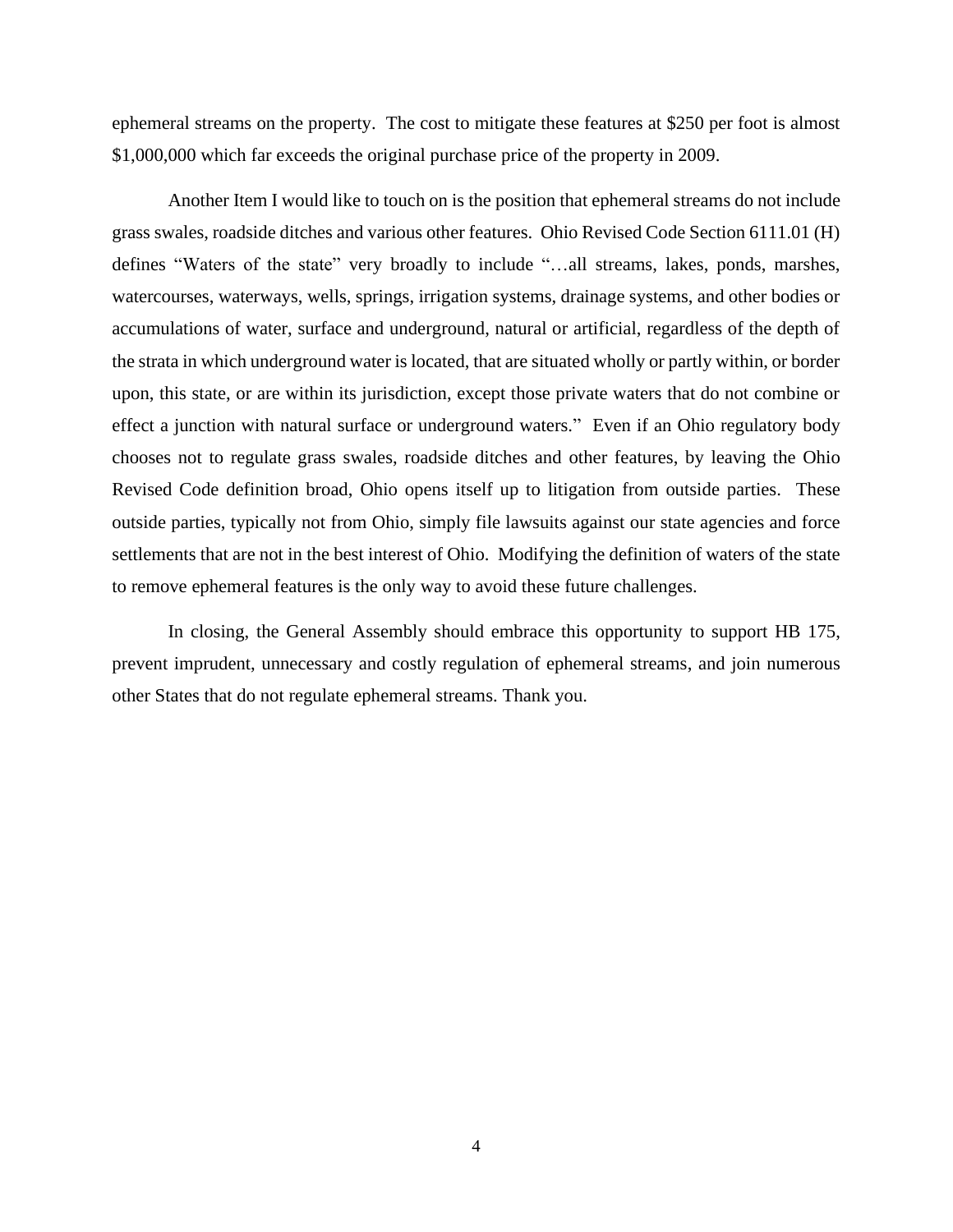ephemeral streams on the property. The cost to mitigate these features at $250 per foot is almost $1,000,000 which far exceeds the original purchase price of the property in 2009.

Another Item I would like to touch on is the position that ephemeral streams do not include grass swales, roadside ditches and various other features. Ohio Revised Code Section 6111.01 (H) defines "Waters of the state" very broadly to include "…all streams, lakes, ponds, marshes, watercourses, waterways, wells, springs, irrigation systems, drainage systems, and other bodies or accumulations of water, surface and underground, natural or artificial, regardless of the depth of the strata in which underground water is located, that are situated wholly or partly within, or border upon, this state, or are within its jurisdiction, except those private waters that do not combine or effect a junction with natural surface or underground waters." Even if an Ohio regulatory body chooses not to regulate grass swales, roadside ditches and other features, by leaving the Ohio Revised Code definition broad, Ohio opens itself up to litigation from outside parties. These outside parties, typically not from Ohio, simply file lawsuits against our state agencies and force settlements that are not in the best interest of Ohio. Modifying the definition of waters of the state to remove ephemeral features is the only way to avoid these future challenges.

In closing, the General Assembly should embrace this opportunity to support HB 175, prevent imprudent, unnecessary and costly regulation of ephemeral streams, and join numerous other States that do not regulate ephemeral streams. Thank you.